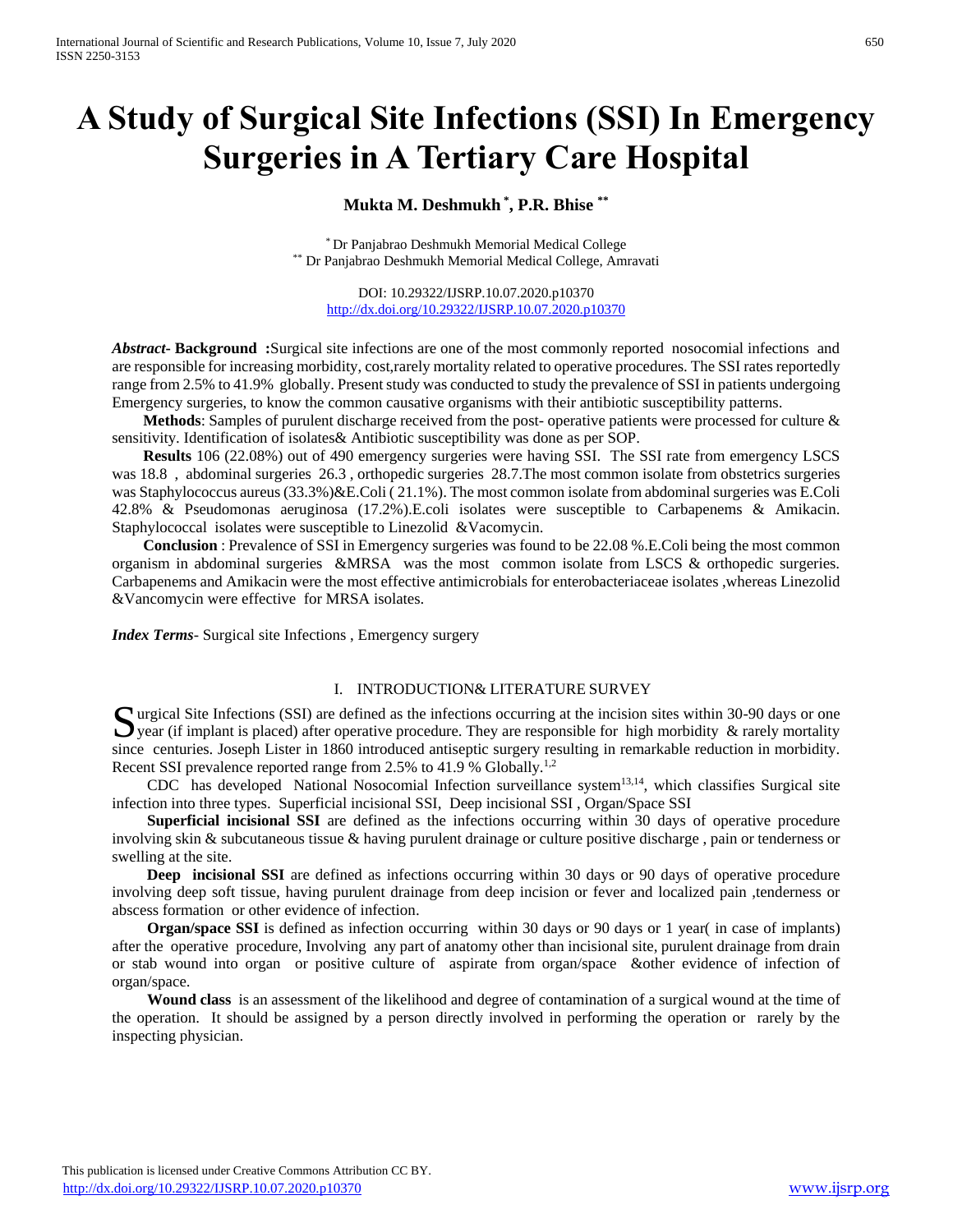# A Study of Surgical Site Infections (SSI) In Emergency Surgeries in A Tertiary Care Hospital

**Mukta M. Deshmukh [*], P.R. Bhise [**]**

[*] Dr Panjabrao Deshmukh Memorial Medical College
[**] Dr Panjabrao Deshmukh Memorial Medical College, Amravati

DOI: 10.29322/IJSRP.10.07.2020.p10370
http://dx.doi.org/10.29322/IJSRP.10.07.2020.p10370

***Abstract*- Background :**Surgical site infections are one of the most commonly reported nosocomial infections and are responsible for increasing morbidity, cost,rarely mortality related to operative procedures. The SSI rates reportedly range from 2.5% to 41.9% globally. Present study was conducted to study the prevalence of SSI in patients undergoing Emergency surgeries, to know the common causative organisms with their antibiotic susceptibility patterns.

**Methods**: Samples of purulent discharge received from the post- operative patients were processed for culture & sensitivity. Identification of isolates& Antibiotic susceptibility was done as per SOP.

**Results** 106 (22.08%) out of 490 emergency surgeries were having SSI. The SSI rate from emergency LSCS was 18.8 , abdominal surgeries 26.3 , orthopedic surgeries 28.7.The most common isolate from obstetrics surgeries was Staphylococcus aureus (33.3%)&E.Coli ( 21.1%). The most common isolate from abdominal surgeries was E.Coli 42.8% & Pseudomonas aeruginosa (17.2%).E.coli isolates were susceptible to Carbapenems & Amikacin. Staphylococcal isolates were susceptible to Linezolid &Vacomycin.

**Conclusion** : Prevalence of SSI in Emergency surgeries was found to be 22.08 %.E.Coli being the most common organism in abdominal surgeries &MRSA was the most common isolate from LSCS & orthopedic surgeries. Carbapenems and Amikacin were the most effective antimicrobials for enterobacteriaceae isolates ,whereas Linezolid &Vancomycin were effective for MRSA isolates.

***Index Terms*-** Surgical site Infections , Emergency surgery

## I. INTRODUCTION& LITERATURE SURVEY

Surgical Site Infections (SSI) are defined as the infections occurring at the incision sites within 30-90 days or one year (if implant is placed) after operative procedure. They are responsible for high morbidity & rarely mortality since centuries. Joseph Lister in 1860 introduced antiseptic surgery resulting in remarkable reduction in morbidity. Recent SSI prevalence reported range from 2.5% to 41.9 % Globally.[1,2]

CDC has developed National Nosocomial Infection surveillance system[13,14], which classifies Surgical site infection into three types. Superficial incisional SSI, Deep incisional SSI , Organ/Space SSI

**Superficial incisional SSI** are defined as the infections occurring within 30 days of operative procedure involving skin & subcutaneous tissue & having purulent drainage or culture positive discharge , pain or tenderness or swelling at the site.

**Deep incisional SSI** are defined as infections occurring within 30 days or 90 days of operative procedure involving deep soft tissue, having purulent drainage from deep incision or fever and localized pain ,tenderness or abscess formation or other evidence of infection.

**Organ/space SSI** is defined as infection occurring within 30 days or 90 days or 1 year( in case of implants) after the operative procedure, Involving any part of anatomy other than incisional site, purulent drainage from drain or stab wound into organ or positive culture of aspirate from organ/space &other evidence of infection of organ/space.

**Wound class** is an assessment of the likelihood and degree of contamination of a surgical wound at the time of the operation. It should be assigned by a person directly involved in performing the operation or rarely by the inspecting physician.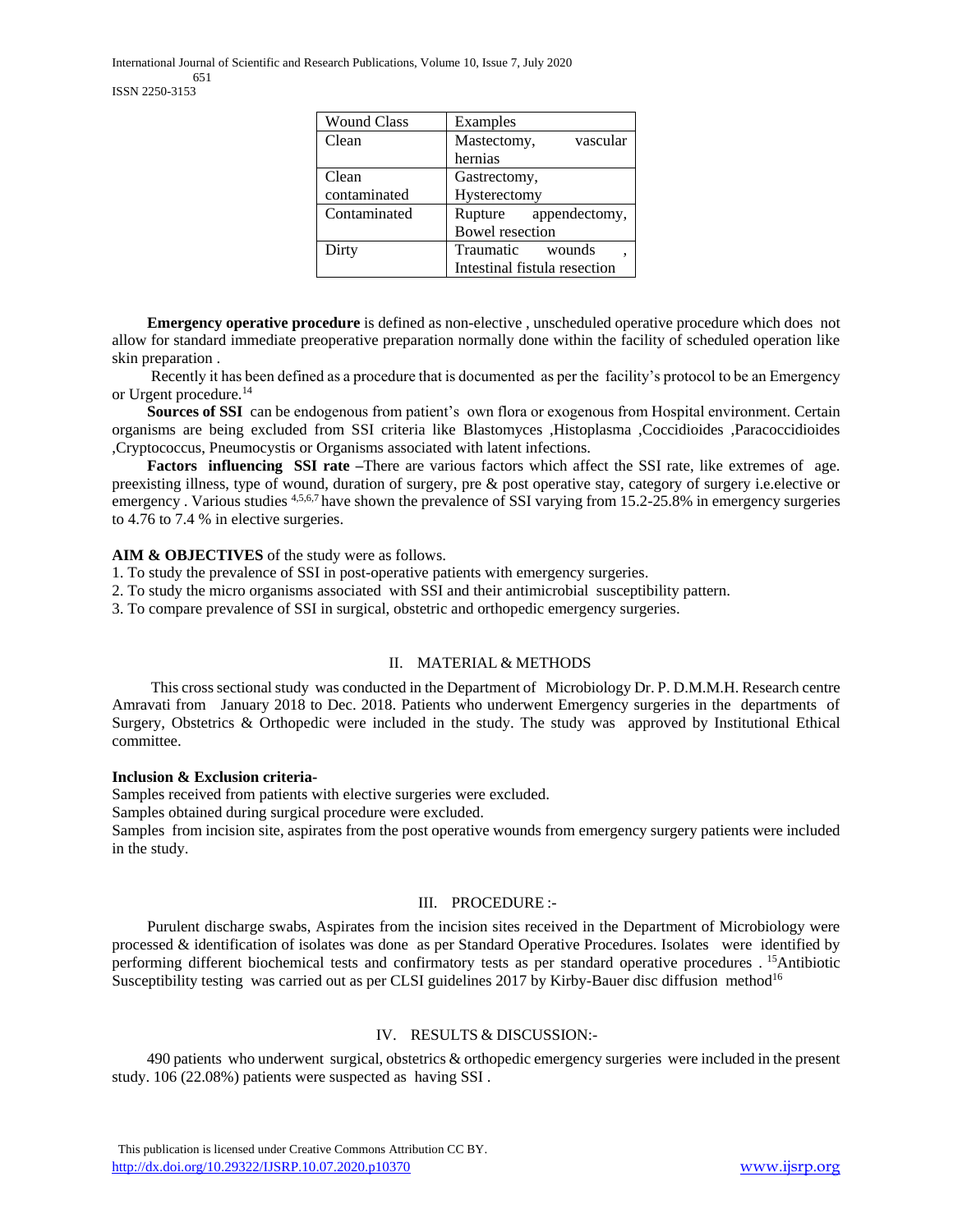| Wound Class | Examples |
|---|---|
| Clean | Mastectomy, vascular hernias |
| Clean contaminated | Gastrectomy, Hysterectomy |
| Contaminated | Rupture appendectomy, Bowel resection |
| Dirty | Traumatic wounds , Intestinal fistula resection |

**Emergency operative procedure** is defined as non-elective , unscheduled operative procedure which does not allow for standard immediate preoperative preparation normally done within the facility of scheduled operation like skin preparation .

Recently it has been defined as a procedure that is documented as per the facility's protocol to be an Emergency or Urgent procedure.[14]

**Sources of SSI** can be endogenous from patient's own flora or exogenous from Hospital environment. Certain organisms are being excluded from SSI criteria like Blastomyces ,Histoplasma ,Coccidioides ,Paracoccidioides ,Cryptococcus, Pneumocystis or Organisms associated with latent infections.

**Factors influencing SSI rate** –There are various factors which affect the SSI rate, like extremes of age. preexisting illness, type of wound, duration of surgery, pre & post operative stay, category of surgery i.e.elective or emergency . Various studies [4,5,6,7] have shown the prevalence of SSI varying from 15.2-25.8% in emergency surgeries to 4.76 to 7.4 % in elective surgeries.

**AIM & OBJECTIVES** of the study were as follows.

1. To study the prevalence of SSI in post-operative patients with emergency surgeries.
2. To study the micro organisms associated with SSI and their antimicrobial susceptibility pattern.
3. To compare prevalence of SSI in surgical, obstetric and orthopedic emergency surgeries.

## II. MATERIAL & METHODS

This cross sectional study was conducted in the Department of Microbiology Dr. P. D.M.M.H. Research centre Amravati from January 2018 to Dec. 2018. Patients who underwent Emergency surgeries in the departments of Surgery, Obstetrics & Orthopedic were included in the study. The study was approved by Institutional Ethical committee.

**Inclusion & Exclusion criteria-**

Samples received from patients with elective surgeries were excluded.

Samples obtained during surgical procedure were excluded.

Samples from incision site, aspirates from the post operative wounds from emergency surgery patients were included in the study.

## III. PROCEDURE :-

Purulent discharge swabs, Aspirates from the incision sites received in the Department of Microbiology were processed & identification of isolates was done as per Standard Operative Procedures. Isolates were identified by performing different biochemical tests and confirmatory tests as per standard operative procedures . [15]Antibiotic Susceptibility testing was carried out as per CLSI guidelines 2017 by Kirby-Bauer disc diffusion method[16]

## IV. RESULTS & DISCUSSION:-

490 patients who underwent surgical, obstetrics & orthopedic emergency surgeries were included in the present study. 106 (22.08%) patients were suspected as having SSI .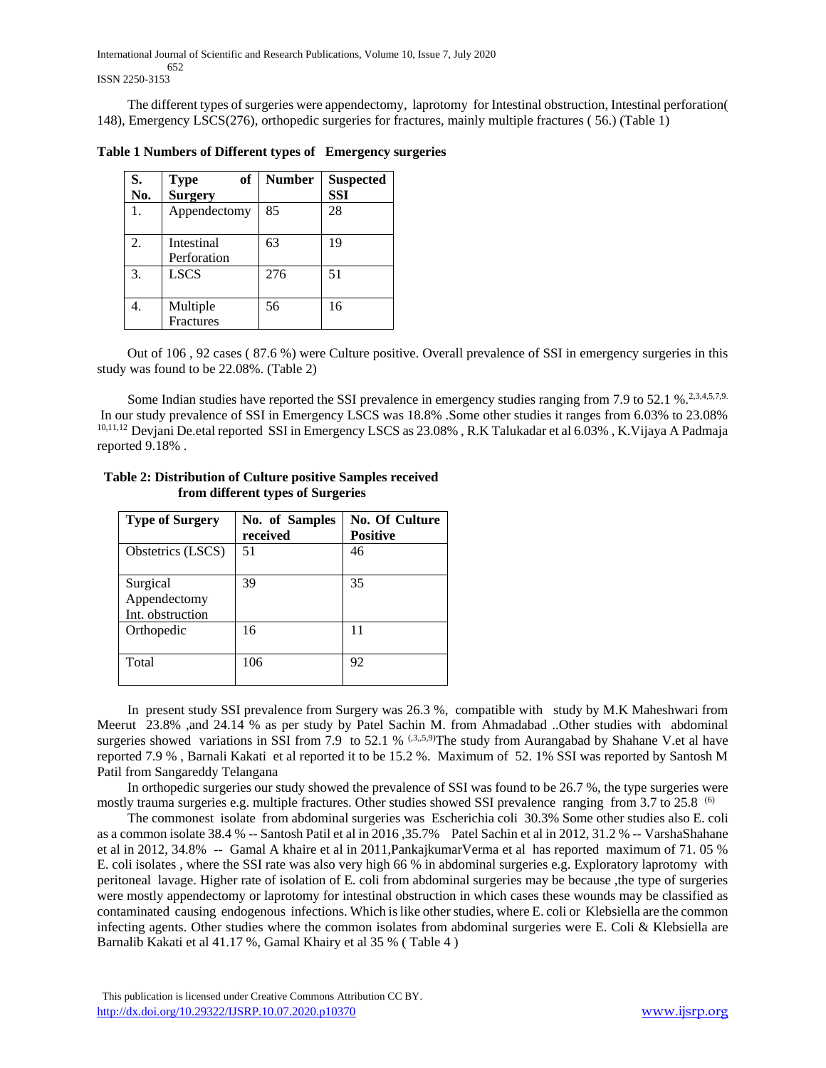The different types of surgeries were appendectomy, laprotomy for Intestinal obstruction, Intestinal perforation( 148), Emergency LSCS(276), orthopedic surgeries for fractures, mainly multiple fractures ( 56.) (Table 1)

**Table 1 Numbers of Different types of Emergency surgeries**

| S. No. | Type of Surgery | Number | Suspected SSI |
|---|---|---|---|
| 1. | Appendectomy | 85 | 28 |
| 2. | Intestinal Perforation | 63 | 19 |
| 3. | LSCS | 276 | 51 |
| 4. | Multiple Fractures | 56 | 16 |

Out of 106 , 92 cases ( 87.6 %) were Culture positive. Overall prevalence of SSI in emergency surgeries in this study was found to be 22.08%. (Table 2)

Some Indian studies have reported the SSI prevalence in emergency studies ranging from 7.9 to 52.1 %.[2,3,4,5,7,9.] In our study prevalence of SSI in Emergency LSCS was 18.8% .Some other studies it ranges from 6.03% to 23.08% [10,11,12] Devjani De.etal reported SSI in Emergency LSCS as 23.08% , R.K Talukadar et al 6.03% , K.Vijaya A Padmaja reported 9.18% .

**Table 2: Distribution of Culture positive Samples received from different types of Surgeries**

| Type of Surgery | No. of Samples received | No. Of Culture Positive |
|---|---|---|
| Obstetrics (LSCS) | 51 | 46 |
| Surgical Appendectomy Int. obstruction | 39 | 35 |
| Orthopedic | 16 | 11 |
| Total | 106 | 92 |

In present study SSI prevalence from Surgery was 26.3 %, compatible with study by M.K Maheshwari from Meerut 23.8% ,and 24.14 % as per study by Patel Sachin M. from Ahmadabad ..Other studies with abdominal surgeries showed variations in SSI from 7.9 to 52.1 % [(3,,5,9)]The study from Aurangabad by Shahane V.et al have reported 7.9 % , Barnali Kakati et al reported it to be 15.2 %. Maximum of 52. 1% SSI was reported by Santosh M Patil from Sangareddy Telangana

In orthopedic surgeries our study showed the prevalence of SSI was found to be 26.7 %, the type surgeries were mostly trauma surgeries e.g. multiple fractures. Other studies showed SSI prevalence ranging from 3.7 to 25.8 [(6)]

The commonest isolate from abdominal surgeries was Escherichia coli 30.3% Some other studies also E. coli as a common isolate 38.4 % -- Santosh Patil et al in 2016 ,35.7% Patel Sachin et al in 2012, 31.2 % -- VarshaShahane et al in 2012, 34.8% -- Gamal A khaire et al in 2011,PankajkumarVerma et al has reported maximum of 71. 05 % E. coli isolates , where the SSI rate was also very high 66 % in abdominal surgeries e.g. Exploratory laprotomy with peritoneal lavage. Higher rate of isolation of E. coli from abdominal surgeries may be because ,the type of surgeries were mostly appendectomy or laprotomy for intestinal obstruction in which cases these wounds may be classified as contaminated causing endogenous infections. Which is like other studies, where E. coli or Klebsiella are the common infecting agents. Other studies where the common isolates from abdominal surgeries were E. Coli & Klebsiella are Barnalib Kakati et al 41.17 %, Gamal Khairy et al 35 % ( Table 4 )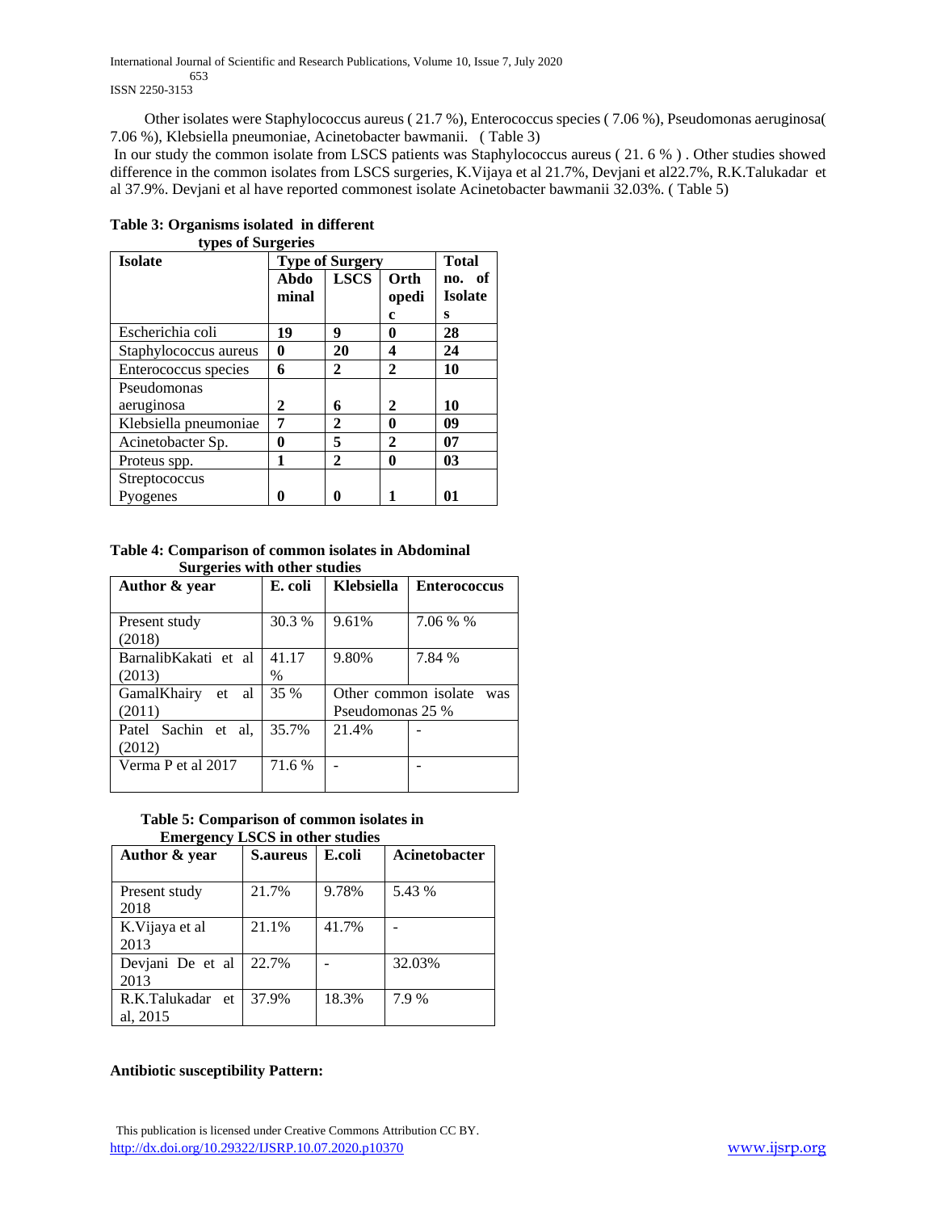Other isolates were Staphylococcus aureus ( 21.7 %), Enterococcus species ( 7.06 %), Pseudomonas aeruginosa( 7.06 %), Klebsiella pneumoniae, Acinetobacter bawmanii. ( Table 3)

In our study the common isolate from LSCS patients was Staphylococcus aureus ( 21. 6 % ) . Other studies showed difference in the common isolates from LSCS surgeries, K.Vijaya et al 21.7%, Devjani et al22.7%, R.K.Talukadar et al 37.9%. Devjani et al have reported commonest isolate Acinetobacter bawmanii 32.03%. ( Table 5)

**Table 3: Organisms isolated in different types of Surgeries**

| Isolate | Type of Surgery | | | Total no. of Isolates |
|---|---|---|---|---|
| | Abdominal | LSCS | Orthopedic | |
| Escherichia coli | **19** | **9** | **0** | **28** |
| Staphylococcus aureus | **0** | **20** | **4** | **24** |
| Enterococcus species | **6** | **2** | **2** | **10** |
| Pseudomonas aeruginosa | **2** | **6** | **2** | **10** |
| Klebsiella pneumoniae | **7** | **2** | **0** | **09** |
| Acinetobacter Sp. | **0** | **5** | **2** | **07** |
| Proteus spp. | **1** | **2** | **0** | **03** |
| Streptococcus Pyogenes | **0** | **0** | **1** | **01** |

**Table 4: Comparison of common isolates in Abdominal Surgeries with other studies**

| Author & year | E. coli | Klebsiella | Enterococcus |
|---|---|---|---|
| Present study (2018) | 30.3 % | 9.61% | 7.06 % % |
| BarnalibKakati et al (2013) | 41.17 % | 9.80% | 7.84 % |
| GamalKhairy et al (2011) | 35 % | Other common isolate was Pseudomonas 25 % | |
| Patel Sachin et al, (2012) | 35.7% | 21.4% | - |
| Verma P et al 2017 | 71.6 % | - | - |

**Table 5: Comparison of common isolates in Emergency LSCS in other studies**

| Author & year | S.aureus | E.coli | Acinetobacter |
|---|---|---|---|
| Present study 2018 | 21.7% | 9.78% | 5.43 % |
| K.Vijaya et al 2013 | 21.1% | 41.7% | - |
| Devjani De et al 2013 | 22.7% | - | 32.03% |
| R.K.Talukadar et al, 2015 | 37.9% | 18.3% | 7.9 % |

**Antibiotic susceptibility Pattern:**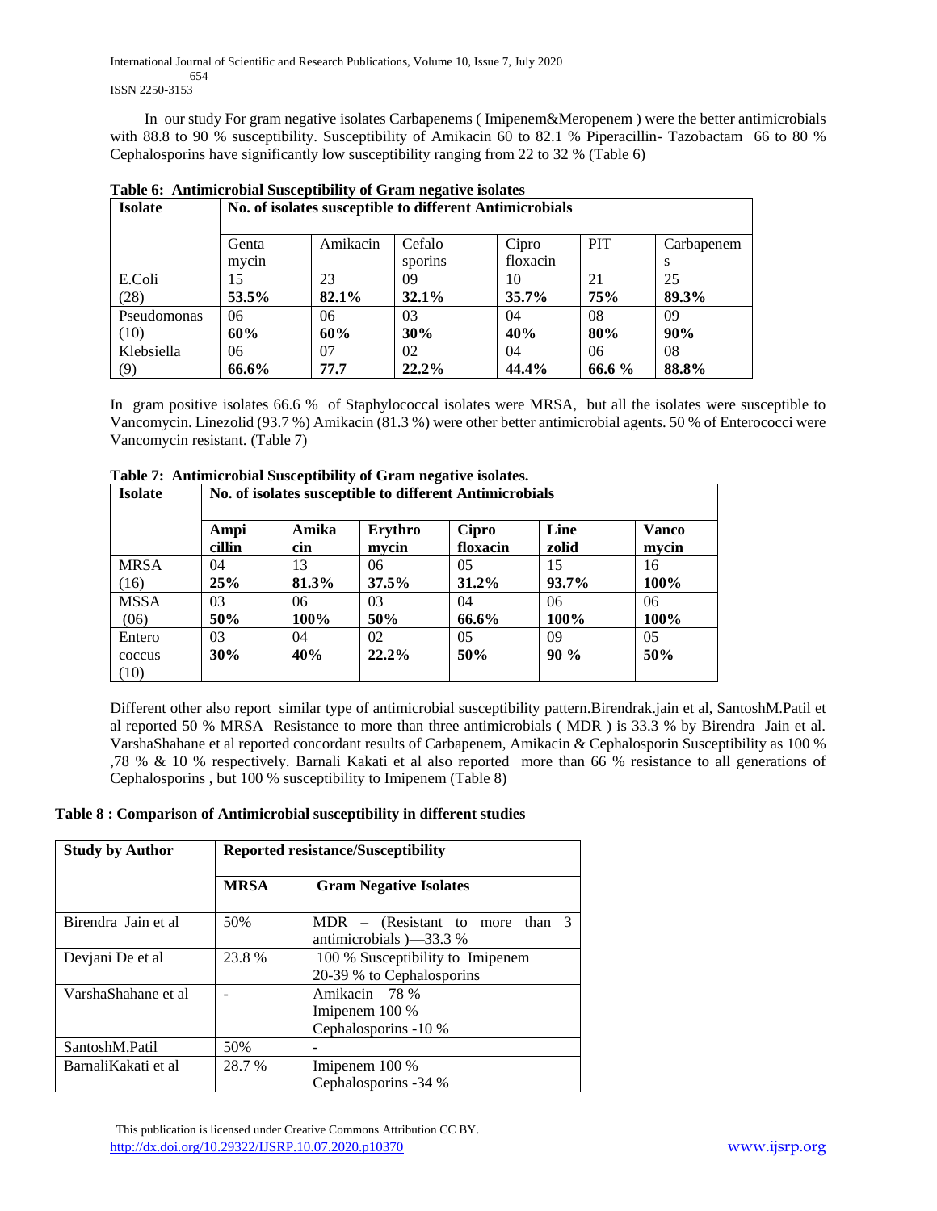In our study For gram negative isolates Carbapenems ( Imipenem&Meropenem ) were the better antimicrobials with 88.8 to 90 % susceptibility. Susceptibility of Amikacin 60 to 82.1 % Piperacillin- Tazobactam 66 to 80 % Cephalosporins have significantly low susceptibility ranging from 22 to 32 % (Table 6)

**Table 6: Antimicrobial Susceptibility of Gram negative isolates**

| **Isolate** | **No. of isolates susceptible to different Antimicrobials** | | | | | |
|---|---|---|---|---|---|---|
| | Genta mycin | Amikacin | Cefalo sporins | Cipro floxacin | PIT | Carbapenem s |
| E.Coli (28) | 15 **53.5%** | 23 **82.1%** | 09 **32.1%** | 10 **35.7%** | 21 **75%** | 25 **89.3%** |
| Pseudomonas (10) | 06 **60%** | 06 **60%** | 03 **30%** | 04 **40%** | 08 **80%** | 09 **90%** |
| Klebsiella (9) | 06 **66.6%** | 07 **77.7** | 02 **22.2%** | 04 **44.4%** | 06 **66.6 %** | 08 **88.8%** |

In gram positive isolates 66.6 % of Staphylococcal isolates were MRSA, but all the isolates were susceptible to Vancomycin. Linezolid (93.7 %) Amikacin (81.3 %) were other better antimicrobial agents. 50 % of Enterococci were Vancomycin resistant. (Table 7)

**Table 7: Antimicrobial Susceptibility of Gram negative isolates.**

| **Isolate** | **No. of isolates susceptible to different Antimicrobials** | | | | | |
|---|---|---|---|---|---|---|
| | **Ampi cillin** | **Amika cin** | **Erythro mycin** | **Cipro floxacin** | **Line zolid** | **Vanco mycin** |
| MRSA (16) | 04 **25%** | 13 **81.3%** | 06 **37.5%** | 05 **31.2%** | 15 **93.7%** | 16 **100%** |
| MSSA (06) | 03 **50%** | 06 **100%** | 03 **50%** | 04 **66.6%** | 06 **100%** | 06 **100%** |
| Entero coccus (10) | 03 **30%** | 04 **40%** | 02 **22.2%** | 05 **50%** | 09 **90 %** | 05 **50%** |

Different other also report similar type of antimicrobial susceptibility pattern.Birendrak.jain et al, SantoshM.Patil et al reported 50 % MRSA Resistance to more than three antimicrobials ( MDR ) is 33.3 % by Birendra Jain et al. VarshaShahane et al reported concordant results of Carbapenem, Amikacin & Cephalosporin Susceptibility as 100 % ,78 % & 10 % respectively. Barnali Kakati et al also reported more than 66 % resistance to all generations of Cephalosporins , but 100 % susceptibility to Imipenem (Table 8)

**Table 8 : Comparison of Antimicrobial susceptibility in different studies**

| **Study by Author** | **Reported resistance/Susceptibility** | |
|---|---|---|
| | **MRSA** | **Gram Negative Isolates** |
| Birendra Jain et al | 50% | MDR – (Resistant to more than 3 antimicrobials )—33.3 % |
| Devjani De et al | 23.8 % | 100 % Susceptibility to Imipenem<br>20-39 % to Cephalosporins |
| VarshaShahane et al | - | Amikacin – 78 %<br>Imipenem 100 %<br>Cephalosporins -10 % |
| SantoshM.Patil | 50% | - |
| BarnaliKakati et al | 28.7 % | Imipenem 100 %<br>Cephalosporins -34 % |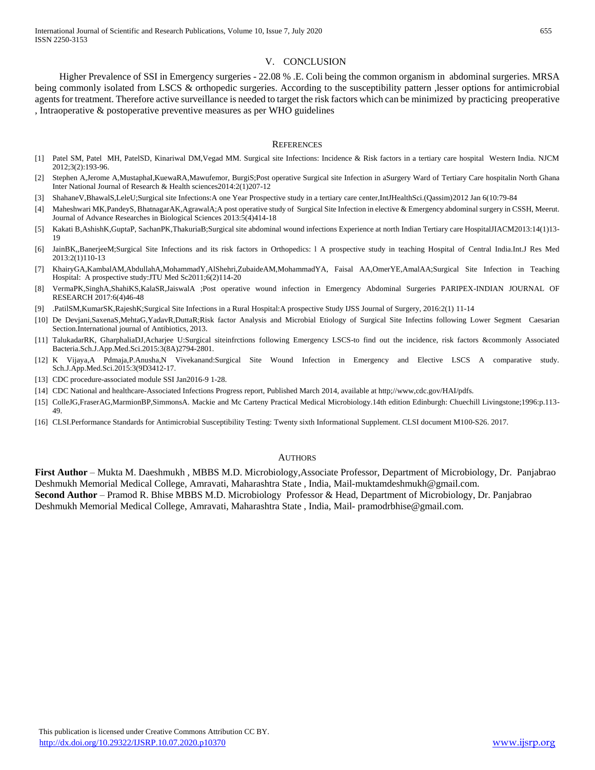## V. CONCLUSION

Higher Prevalence of SSI in Emergency surgeries - 22.08 % .E. Coli being the common organism in abdominal surgeries. MRSA being commonly isolated from LSCS & orthopedic surgeries. According to the susceptibility pattern ,lesser options for antimicrobial agents for treatment. Therefore active surveillance is needed to target the risk factors which can be minimized by practicing preoperative , Intraoperative & postoperative preventive measures as per WHO guidelines

## REFERENCES

[1] Patel SM, Patel MH, PatelSD, Kinariwal DM,Vegad MM. Surgical site Infections: Incidence & Risk factors in a tertiary care hospital Western India. NJCM 2012;3(2):193-96.

[2] Stephen A,Jerome A,MustaphaI,KuewaRA,Mawufemor, BurgiS;Post operative Surgical site Infection in aSurgery Ward of Tertiary Care hospitalin North Ghana Inter National Journal of Research & Health sciences2014:2(1)207-12

[3] ShahaneV,BhawalS,LeleU;Surgical site Infections:A one Year Prospective study in a tertiary care center,IntJHealthSci.(Qassim)2012 Jan 6(10:79-84

[4] Maheshwari MK,PandeyS, BhatnagarAK,AgrawalA;A post operative study of Surgical Site Infection in elective & Emergency abdominal surgery in CSSH, Meerut. Journal of Advance Researches in Biological Sciences 2013:5(4)414-18

[5] Kakati B,AshishK,GuptaP, SachanPK,ThakuriaB;Surgical site abdominal wound infections Experience at north Indian Tertiary care HospitalJIACM2013:14(1)13-19

[6] JainBK,,BanerjeeM;Surgical Site Infections and its risk factors in Orthopedics: l A prospective study in teaching Hospital of Central India.Int.J Res Med 2013:2(1)110-13

[7] KhairyGA,KambalAM,AbdullahA,MohammadY,AlShehri,ZubaideAM,MohammadYA, Faisal AA,OmerYE,AmalAA;Surgical Site Infection in Teaching Hospital: A prospective study:JTU Med Sc2011;6(2)114-20

[8] VermaPK,SinghA,ShahiKS,KalaSR,JaiswalA ;Post operative wound infection in Emergency Abdominal Surgeries PARIPEX-INDIAN JOURNAL OF RESEARCH 2017:6(4)46-48

[9] .PatilSM,KumarSK,RajeshK;Surgical Site Infections in a Rural Hospital:A prospective Study IJSS Journal of Surgery, 2016:2(1) 11-14

[10] De Devjani,SaxenaS,MehtaG,YadavR,DuttaR;Risk factor Analysis and Microbial Etiology of Surgical Site Infectins following Lower Segment Caesarian Section.International journal of Antibiotics, 2013.

[11] TalukadarRK, GharphaliaDJ,Acharjee U:Surgical siteinfrctions following Emergency LSCS-to find out the incidence, risk factors &commonly Associated Bacteria.Sch.J.App.Med.Sci.2015:3(8A)2794-2801.

[12] K Vijaya,A Pdmaja,P.Anusha,N Vivekanand:Surgical Site Wound Infection in Emergency and Elective LSCS A comparative study. Sch.J.App.Med.Sci.2015:3(9D3412-17.

[13] CDC procedure-associated module SSI Jan2016-9 1-28.

[14] CDC National and healthcare-Associated Infections Progress report, Published March 2014, available at http;//www,cdc.gov/HAI/pdfs.

[15] ColleJG,FraserAG,MarmionBP,SimmonsA. Mackie and Mc Carteny Practical Medical Microbiology.14th edition Edinburgh: Chuechill Livingstone;1996:p.113-49.

[16] CLSI.Performance Standards for Antimicrobial Susceptibility Testing: Twenty sixth Informational Supplement. CLSI document M100-S26. 2017.

## AUTHORS

**First Author** – Mukta M. Daeshmukh , MBBS M.D. Microbiology,Associate Professor, Department of Microbiology, Dr. Panjabrao Deshmukh Memorial Medical College, Amravati, Maharashtra State , India, Mail-muktamdeshmukh@gmail.com.

**Second Author** – Pramod R. Bhise MBBS M.D. Microbiology Professor & Head, Department of Microbiology, Dr. Panjabrao Deshmukh Memorial Medical College, Amravati, Maharashtra State , India, Mail- pramodrbhise@gmail.com.

This publication is licensed under Creative Commons Attribution CC BY.
http://dx.doi.org/10.29322/IJSRP.10.07.2020.p10370 www.ijsrp.org